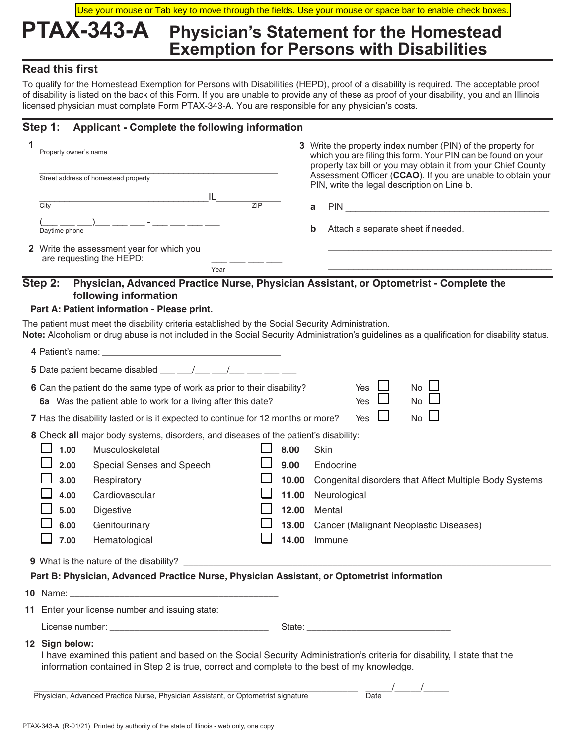Use your mouse or Tab key to move through the fields. Use your mouse or space bar to enable check boxes.

# PTAX-343-A Physician's Statement for the Homestead Exemption for Persons with Disabilities

## Read this first

To qualify for the Homestead Exemption for Persons with Disabilities (HEPD), proof of a disability is required. The acceptable proof of disability is listed on the back of this Form. If you are unable to provide any of these as proof of your disability, you and an Illinois licensed physician must complete Form PTAX-343-A. You are responsible for any physician's costs.

## Step 1: Applicant - Complete the following information

**1** ______________________________________________
Property owner's name

______________________________________________
Street address of homestead property

________________________________ IL ____________
City ZIP

(___ ___ ___)___ ___ ___ - ___ ___ ___ ___
Daytime phone

**2** Write the assessment year for which you are requesting the HEPD: ___ ___ ___ ___
Year

**3** Write the property index number (PIN) of the property for which you are filing this form. Your PIN can be found on your property tax bill or you may obtain it from your Chief County Assessment Officer (**CCAO**). If you are unable to obtain your PIN, write the legal description on Line b.

**a** PIN ______________________________________________

**b** Attach a separate sheet if needed.

______________________________________________

______________________________________________

## Step 2: Physician, Advanced Practice Nurse, Physician Assistant, or Optometrist - Complete the following information

### Part A: Patient information - Please print.

The patient must meet the disability criteria established by the Social Security Administration.
**Note:** Alcoholism or drug abuse is not included in the Social Security Administration's guidelines as a qualification for disability status.

**4** Patient's name: ______________________________________

**5** Date patient became disabled ___ ___/___ ___/___ ___ ___ ___

**6** Can the patient do the same type of work as prior to their disability? Yes ☐ No ☐

**6a** Was the patient able to work for a living after this date? Yes ☐ No ☐

**7** Has the disability lasted or is it expected to continue for 12 months or more? Yes ☐ No ☐

**8** Check **all** major body systems, disorders, and diseases of the patient's disability:

- ☐ **1.00** Musculoskeletal
- ☐ **2.00** Special Senses and Speech
- ☐ **3.00** Respiratory
- ☐ **4.00** Cardiovascular
- ☐ **5.00** Digestive
- ☐ **6.00** Genitourinary
- ☐ **7.00** Hematological
- ☐ **8.00** Skin
- ☐ **9.00** Endocrine
- ☐ **10.00** Congenital disorders that Affect Multiple Body Systems
- ☐ **11.00** Neurological
- ☐ **12.00** Mental
- ☐ **13.00** Cancer (Malignant Neoplastic Diseases)
- ☐ **14.00** Immune

**9** What is the nature of the disability? ______________________________________________

### Part B: Physician, Advanced Practice Nurse, Physician Assistant, or Optometrist information

**10** Name: ______________________________________________

**11** Enter your license number and issuing state:

License number: ________________________________ State: ____________________________

**12 Sign below:**
I have examined this patient and based on the Social Security Administration's criteria for disability, I state that the information contained in Step 2 is true, correct and complete to the best of my knowledge.

______________________________________________ _____/_____/_____
Physician, Advanced Practice Nurse, Physician Assistant, or Optometrist signature Date

PTAX-343-A (R-01/21) Printed by authority of the state of Illinois - web only, one copy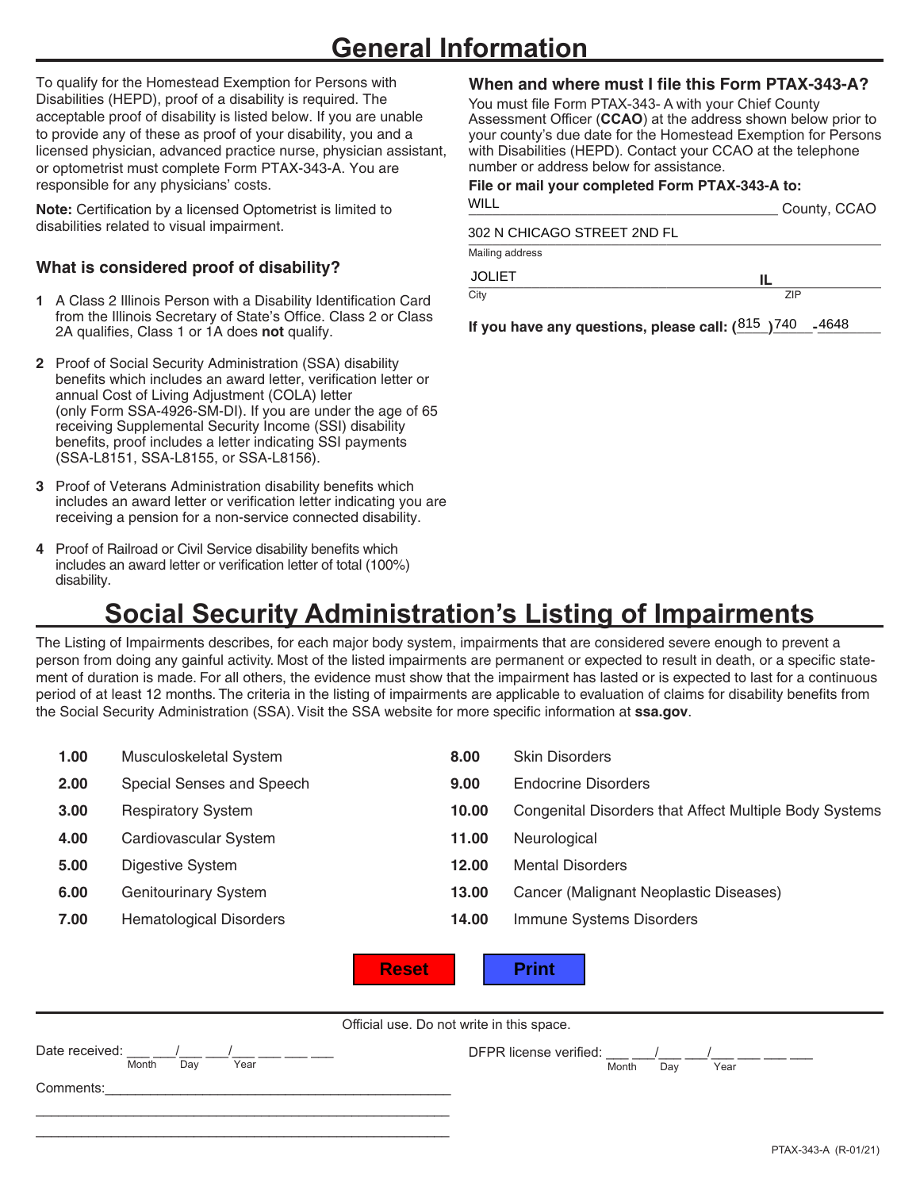# General Information

To qualify for the Homestead Exemption for Persons with Disabilities (HEPD), proof of a disability is required. The acceptable proof of disability is listed below. If you are unable to provide any of these as proof of your disability, you and a licensed physician, advanced practice nurse, physician assistant, or optometrist must complete Form PTAX-343-A. You are responsible for any physicians' costs.

**Note:** Certification by a licensed Optometrist is limited to disabilities related to visual impairment.

### What is considered proof of disability?

**1** A Class 2 Illinois Person with a Disability Identification Card from the Illinois Secretary of State's Office. Class 2 or Class 2A qualifies, Class 1 or 1A does **not** qualify.

**2** Proof of Social Security Administration (SSA) disability benefits which includes an award letter, verification letter or annual Cost of Living Adjustment (COLA) letter (only Form SSA-4926-SM-DI). If you are under the age of 65 receiving Supplemental Security Income (SSI) disability benefits, proof includes a letter indicating SSI payments (SSA-L8151, SSA-L8155, or SSA-L8156).

**3** Proof of Veterans Administration disability benefits which includes an award letter or verification letter indicating you are receiving a pension for a non-service connected disability.

**4** Proof of Railroad or Civil Service disability benefits which includes an award letter or verification letter of total (100%) disability.

### When and where must I file this Form PTAX-343-A?

You must file Form PTAX-343- A with your Chief County Assessment Officer (**CCAO**) at the address shown below prior to your county's due date for the Homestead Exemption for Persons with Disabilities (HEPD). Contact your CCAO at the telephone number or address below for assistance.

**File or mail your completed Form PTAX-343-A to:**

WILL County, CCAO

302 N CHICAGO STREET 2ND FL
Mailing address

JOLIET IL
City ZIP

**If you have any questions, please call:** (815) 740-4648

# Social Security Administration's Listing of Impairments

The Listing of Impairments describes, for each major body system, impairments that are considered severe enough to prevent a person from doing any gainful activity. Most of the listed impairments are permanent or expected to result in death, or a specific statement of duration is made. For all others, the evidence must show that the impairment has lasted or is expected to last for a continuous period of at least 12 months. The criteria in the listing of impairments are applicable to evaluation of claims for disability benefits from the Social Security Administration (SSA). Visit the SSA website for more specific information at **ssa.gov**.

| | | | |
|---|---|---|---|
| **1.00** | Musculoskeletal System | **8.00** | Skin Disorders |
| **2.00** | Special Senses and Speech | **9.00** | Endocrine Disorders |
| **3.00** | Respiratory System | **10.00** | Congenital Disorders that Affect Multiple Body Systems |
| **4.00** | Cardiovascular System | **11.00** | Neurological |
| **5.00** | Digestive System | **12.00** | Mental Disorders |
| **6.00** | Genitourinary System | **13.00** | Cancer (Malignant Neoplastic Diseases) |
| **7.00** | Hematological Disorders | **14.00** | Immune Systems Disorders |

Reset Print

Official use. Do not write in this space.

Date received: ___ ___/___ ___/___ ___ ___ ___ (Month Day Year)

DFPR license verified: ___ ___/___ ___/___ ___ ___ ___ (Month Day Year)

Comments:________________________________________________

PTAX-343-A (R-01/21)